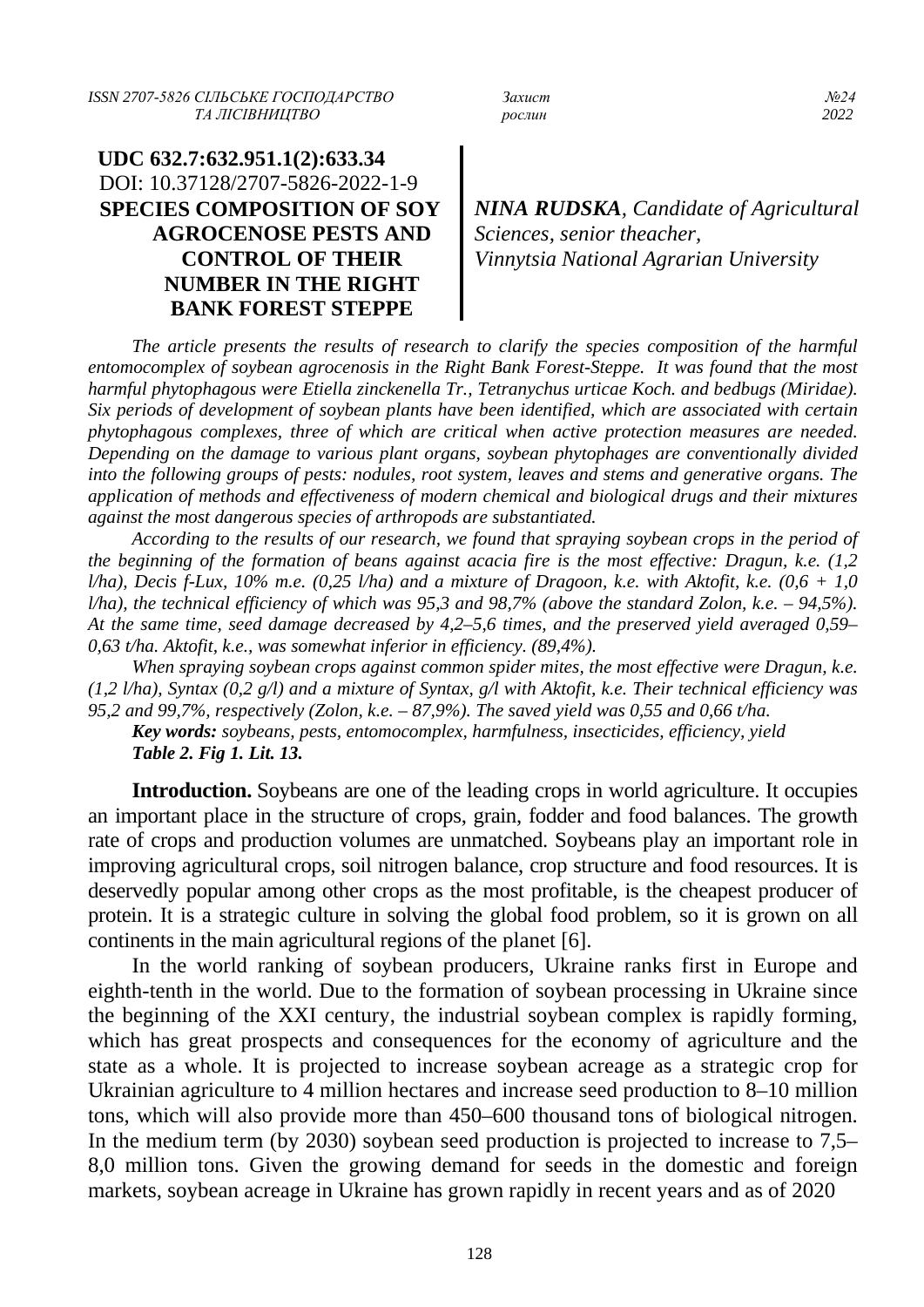**UDC 632.7:632.951.1(2):633.34**
DOI: 10.37128/2707-5826-2022-1-9

# SPECIES COMPOSITION OF SOY AGROCENOSE PESTS AND CONTROL OF THEIR NUMBER IN THE RIGHT BANK FOREST STEPPE

***NINA RUDSKA***, *Candidate of Agricultural Sciences, senior theacher, Vinnytsia National Agrarian University*

*The article presents the results of research to clarify the species composition of the harmful entomocomplex of soybean agrocenosis in the Right Bank Forest-Steppe. It was found that the most harmful phytophagous were Etiella zinckenella Tr., Tetranychus urticae Koch. and bedbugs (Miridae). Six periods of development of soybean plants have been identified, which are associated with certain phytophagous complexes, three of which are critical when active protection measures are needed. Depending on the damage to various plant organs, soybean phytophages are conventionally divided into the following groups of pests: nodules, root system, leaves and stems and generative organs. The application of methods and effectiveness of modern chemical and biological drugs and their mixtures against the most dangerous species of arthropods are substantiated.*

*According to the results of our research, we found that spraying soybean crops in the period of the beginning of the formation of beans against acacia fire is the most effective: Dragun, k.e. (1,2 l/ha), Decis f-Lux, 10% m.e. (0,25 l/ha) and a mixture of Dragoon, k.e. with Aktofit, k.e. (0,6 + 1,0 l/ha), the technical efficiency of which was 95,3 and 98,7% (above the standard Zolon, k.e. – 94,5%). At the same time, seed damage decreased by 4,2–5,6 times, and the preserved yield averaged 0,59–0,63 t/ha. Aktofit, k.e., was somewhat inferior in efficiency. (89,4%).*

*When spraying soybean crops against common spider mites, the most effective were Dragun, k.e. (1,2 l/ha), Syntax (0,2 g/l) and a mixture of Syntax, g/l with Aktofit, k.e. Their technical efficiency was 95,2 and 99,7%, respectively (Zolon, k.e. – 87,9%). The saved yield was 0,55 and 0,66 t/ha.*

***Key words:*** *soybeans, pests, entomocomplex, harmfulness, insecticides, efficiency, yield*

***Table 2. Fig 1. Lit. 13.***

**Introduction.** Soybeans are one of the leading crops in world agriculture. It occupies an important place in the structure of crops, grain, fodder and food balances. The growth rate of crops and production volumes are unmatched. Soybeans play an important role in improving agricultural crops, soil nitrogen balance, crop structure and food resources. It is deservedly popular among other crops as the most profitable, is the cheapest producer of protein. It is a strategic culture in solving the global food problem, so it is grown on all continents in the main agricultural regions of the planet [6].

In the world ranking of soybean producers, Ukraine ranks first in Europe and eighth-tenth in the world. Due to the formation of soybean processing in Ukraine since the beginning of the XXI century, the industrial soybean complex is rapidly forming, which has great prospects and consequences for the economy of agriculture and the state as a whole. It is projected to increase soybean acreage as a strategic crop for Ukrainian agriculture to 4 million hectares and increase seed production to 8–10 million tons, which will also provide more than 450–600 thousand tons of biological nitrogen. In the medium term (by 2030) soybean seed production is projected to increase to 7,5–8,0 million tons. Given the growing demand for seeds in the domestic and foreign markets, soybean acreage in Ukraine has grown rapidly in recent years and as of 2020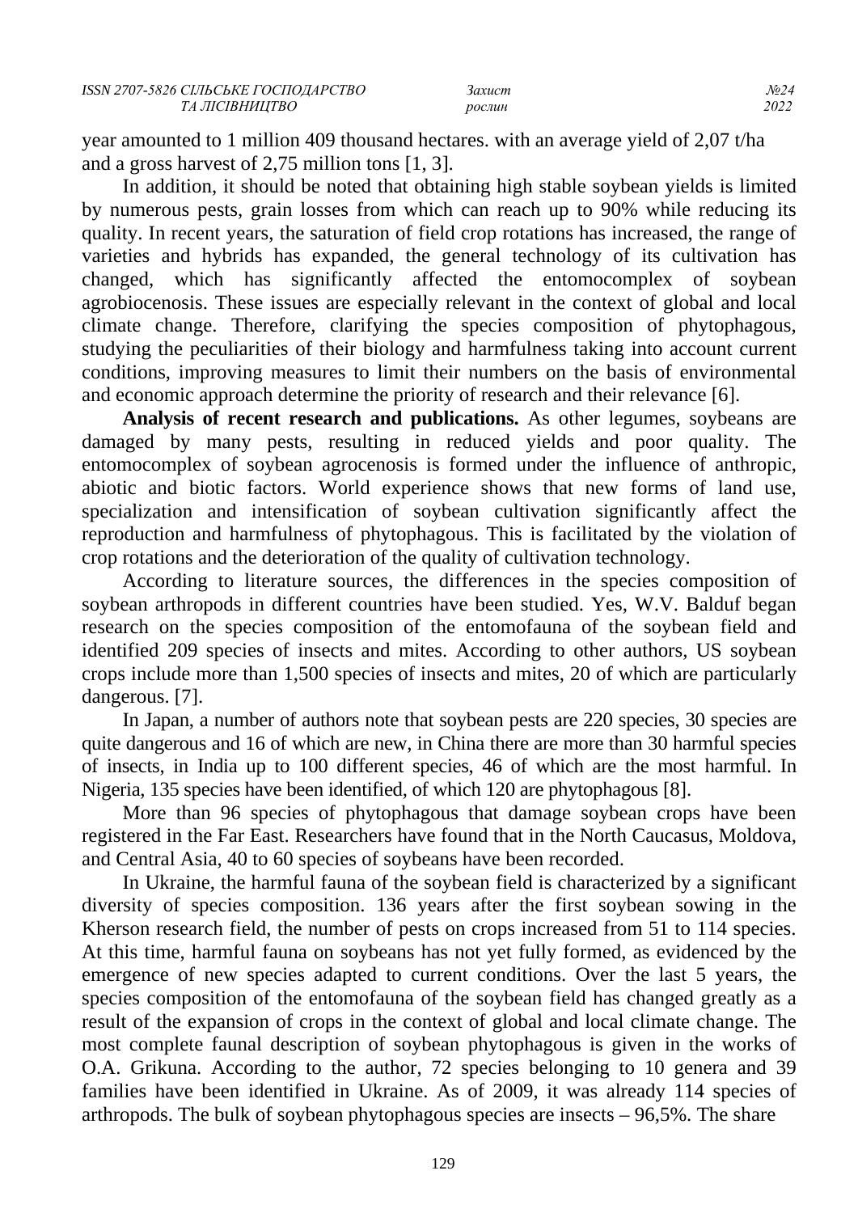year amounted to 1 million 409 thousand hectares. with an average yield of 2,07 t/ha and a gross harvest of 2,75 million tons [1, 3].

In addition, it should be noted that obtaining high stable soybean yields is limited by numerous pests, grain losses from which can reach up to 90% while reducing its quality. In recent years, the saturation of field crop rotations has increased, the range of varieties and hybrids has expanded, the general technology of its cultivation has changed, which has significantly affected the entomocomplex of soybean agrobiocenosis. These issues are especially relevant in the context of global and local climate change. Therefore, clarifying the species composition of phytophagous, studying the peculiarities of their biology and harmfulness taking into account current conditions, improving measures to limit their numbers on the basis of environmental and economic approach determine the priority of research and their relevance [6].

**Analysis of recent research and publications.** As other legumes, soybeans are damaged by many pests, resulting in reduced yields and poor quality. The entomocomplex of soybean agrocenosis is formed under the influence of anthropic, abiotic and biotic factors. World experience shows that new forms of land use, specialization and intensification of soybean cultivation significantly affect the reproduction and harmfulness of phytophagous. This is facilitated by the violation of crop rotations and the deterioration of the quality of cultivation technology.

According to literature sources, the differences in the species composition of soybean arthropods in different countries have been studied. Yes, W.V. Balduf began research on the species composition of the entomofauna of the soybean field and identified 209 species of insects and mites. According to other authors, US soybean crops include more than 1,500 species of insects and mites, 20 of which are particularly dangerous. [7].

In Japan, a number of authors note that soybean pests are 220 species, 30 species are quite dangerous and 16 of which are new, in China there are more than 30 harmful species of insects, in India up to 100 different species, 46 of which are the most harmful. In Nigeria, 135 species have been identified, of which 120 are phytophagous [8].

More than 96 species of phytophagous that damage soybean crops have been registered in the Far East. Researchers have found that in the North Caucasus, Moldova, and Central Asia, 40 to 60 species of soybeans have been recorded.

In Ukraine, the harmful fauna of the soybean field is characterized by a significant diversity of species composition. 136 years after the first soybean sowing in the Kherson research field, the number of pests on crops increased from 51 to 114 species. At this time, harmful fauna on soybeans has not yet fully formed, as evidenced by the emergence of new species adapted to current conditions. Over the last 5 years, the species composition of the entomofauna of the soybean field has changed greatly as a result of the expansion of crops in the context of global and local climate change. The most complete faunal description of soybean phytophagous is given in the works of O.A. Grikuna. According to the author, 72 species belonging to 10 genera and 39 families have been identified in Ukraine. As of 2009, it was already 114 species of arthropods. The bulk of soybean phytophagous species are insects – 96,5%. The share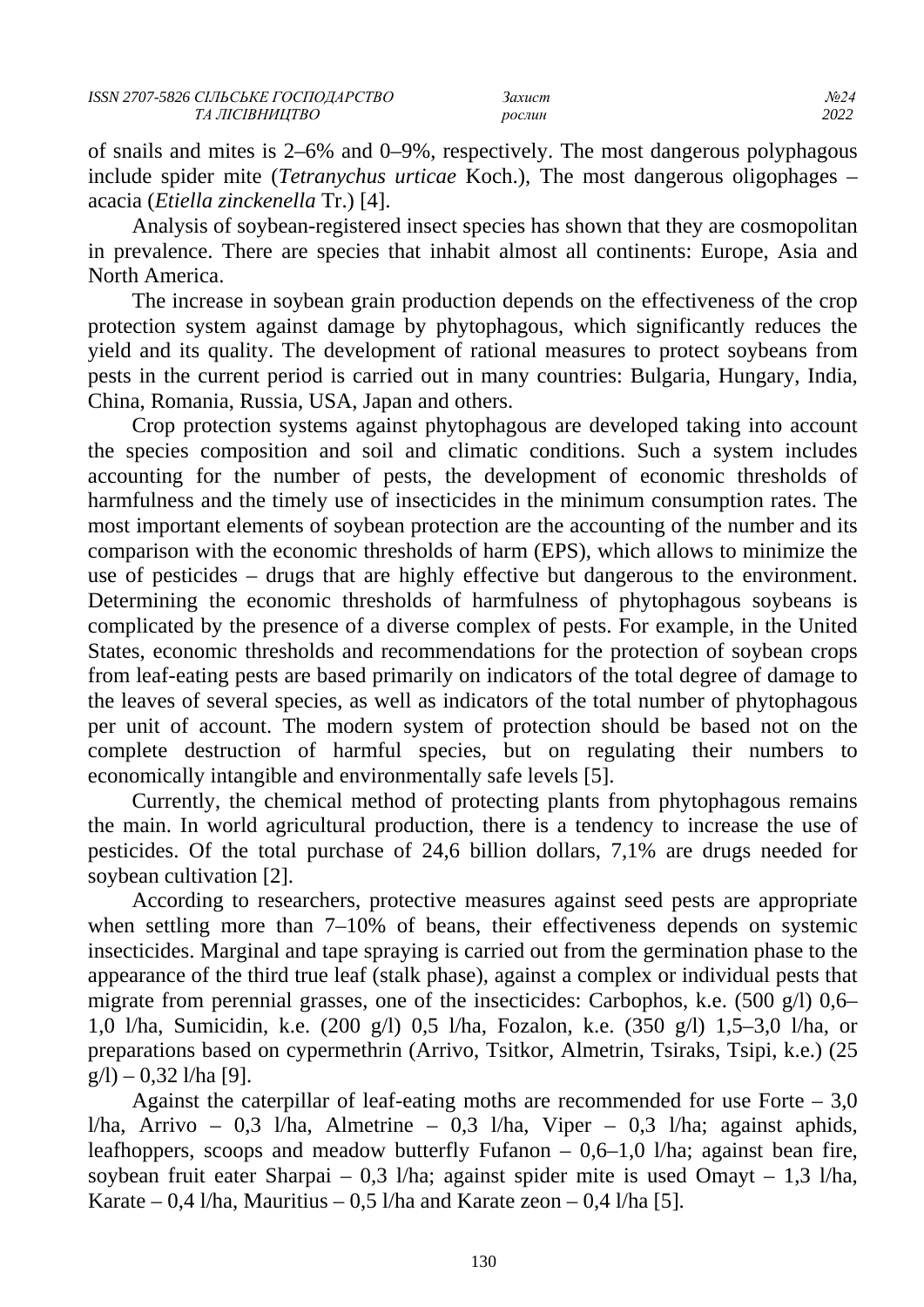of snails and mites is 2–6% and 0–9%, respectively. The most dangerous polyphagous include spider mite (*Tetranychus urticae* Koch.), The most dangerous oligophages – acacia (*Etiella zinckenella* Tr.) [4].

Analysis of soybean-registered insect species has shown that they are cosmopolitan in prevalence. There are species that inhabit almost all continents: Europe, Asia and North America.

The increase in soybean grain production depends on the effectiveness of the crop protection system against damage by phytophagous, which significantly reduces the yield and its quality. The development of rational measures to protect soybeans from pests in the current period is carried out in many countries: Bulgaria, Hungary, India, China, Romania, Russia, USA, Japan and others.

Crop protection systems against phytophagous are developed taking into account the species composition and soil and climatic conditions. Such a system includes accounting for the number of pests, the development of economic thresholds of harmfulness and the timely use of insecticides in the minimum consumption rates. The most important elements of soybean protection are the accounting of the number and its comparison with the economic thresholds of harm (EPS), which allows to minimize the use of pesticides – drugs that are highly effective but dangerous to the environment. Determining the economic thresholds of harmfulness of phytophagous soybeans is complicated by the presence of a diverse complex of pests. For example, in the United States, economic thresholds and recommendations for the protection of soybean crops from leaf-eating pests are based primarily on indicators of the total degree of damage to the leaves of several species, as well as indicators of the total number of phytophagous per unit of account. The modern system of protection should be based not on the complete destruction of harmful species, but on regulating their numbers to economically intangible and environmentally safe levels [5].

Currently, the chemical method of protecting plants from phytophagous remains the main. In world agricultural production, there is a tendency to increase the use of pesticides. Of the total purchase of 24,6 billion dollars, 7,1% are drugs needed for soybean cultivation [2].

According to researchers, protective measures against seed pests are appropriate when settling more than 7–10% of beans, their effectiveness depends on systemic insecticides. Marginal and tape spraying is carried out from the germination phase to the appearance of the third true leaf (stalk phase), against a complex or individual pests that migrate from perennial grasses, one of the insecticides: Carbophos, k.e. (500 g/l) 0,6–1,0 l/ha, Sumicidin, k.e. (200 g/l) 0,5 l/ha, Fozalon, k.e. (350 g/l) 1,5–3,0 l/ha, or preparations based on cypermethrin (Arrivo, Tsitkor, Almetrin, Tsiraks, Tsipi, k.e.) (25 g/l) – 0,32 l/ha [9].

Against the caterpillar of leaf-eating moths are recommended for use Forte – 3,0 l/ha, Arrivo – 0,3 l/ha, Almetrine – 0,3 l/ha, Viper – 0,3 l/ha; against aphids, leafhoppers, scoops and meadow butterfly Fufanon – 0,6–1,0 l/ha; against bean fire, soybean fruit eater Sharpai – 0,3 l/ha; against spider mite is used Omayt – 1,3 l/ha, Karate – 0,4 l/ha, Mauritius – 0,5 l/ha and Karate zeon – 0,4 l/ha [5].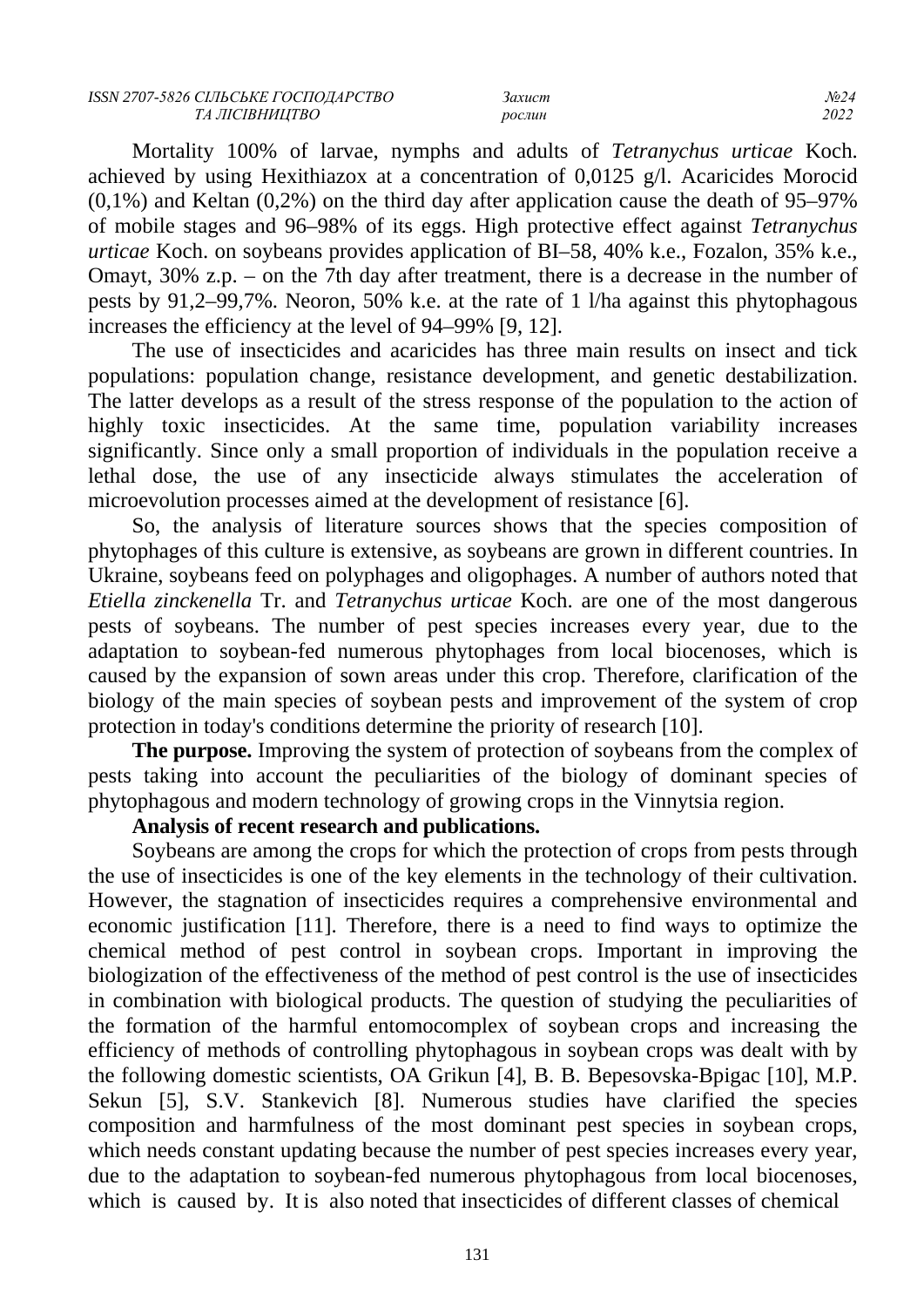Mortality 100% of larvae, nymphs and adults of *Tetranychus urticae* Koch. achieved by using Hexithiazox at a concentration of 0,0125 g/l. Acaricides Morocid (0,1%) and Keltan (0,2%) on the third day after application cause the death of 95–97% of mobile stages and 96–98% of its eggs. High protective effect against *Tetranychus urticae* Koch. on soybeans provides application of BI–58, 40% k.e., Fozalon, 35% k.e., Omayt, 30% z.p. – on the 7th day after treatment, there is a decrease in the number of pests by 91,2–99,7%. Neoron, 50% k.e. at the rate of 1 l/ha against this phytophagous increases the efficiency at the level of 94–99% [9, 12].

The use of insecticides and acaricides has three main results on insect and tick populations: population change, resistance development, and genetic destabilization. The latter develops as a result of the stress response of the population to the action of highly toxic insecticides. At the same time, population variability increases significantly. Since only a small proportion of individuals in the population receive a lethal dose, the use of any insecticide always stimulates the acceleration of microevolution processes aimed at the development of resistance [6].

So, the analysis of literature sources shows that the species composition of phytophages of this culture is extensive, as soybeans are grown in different countries. In Ukraine, soybeans feed on polyphages and oligophages. A number of authors noted that *Etiella zinckenella* Tr. and *Tetranychus urticae* Koch. are one of the most dangerous pests of soybeans. The number of pest species increases every year, due to the adaptation to soybean-fed numerous phytophages from local biocenoses, which is caused by the expansion of sown areas under this crop. Therefore, clarification of the biology of the main species of soybean pests and improvement of the system of crop protection in today's conditions determine the priority of research [10].

**The purpose.** Improving the system of protection of soybeans from the complex of pests taking into account the peculiarities of the biology of dominant species of phytophagous and modern technology of growing crops in the Vinnytsia region.

**Analysis of recent research and publications.**

Soybeans are among the crops for which the protection of crops from pests through the use of insecticides is one of the key elements in the technology of their cultivation. However, the stagnation of insecticides requires a comprehensive environmental and economic justification [11]. Therefore, there is a need to find ways to optimize the chemical method of pest control in soybean crops. Important in improving the biologization of the effectiveness of the method of pest control is the use of insecticides in combination with biological products. The question of studying the peculiarities of the formation of the harmful entomocomplex of soybean crops and increasing the efficiency of methods of controlling phytophagous in soybean crops was dealt with by the following domestic scientists, OA Grikun [4], B. B. Bepesovska-Bpigac [10], M.P. Sekun [5], S.V. Stankevich [8]. Numerous studies have clarified the species composition and harmfulness of the most dominant pest species in soybean crops, which needs constant updating because the number of pest species increases every year, due to the adaptation to soybean-fed numerous phytophagous from local biocenoses, which is caused by. It is also noted that insecticides of different classes of chemical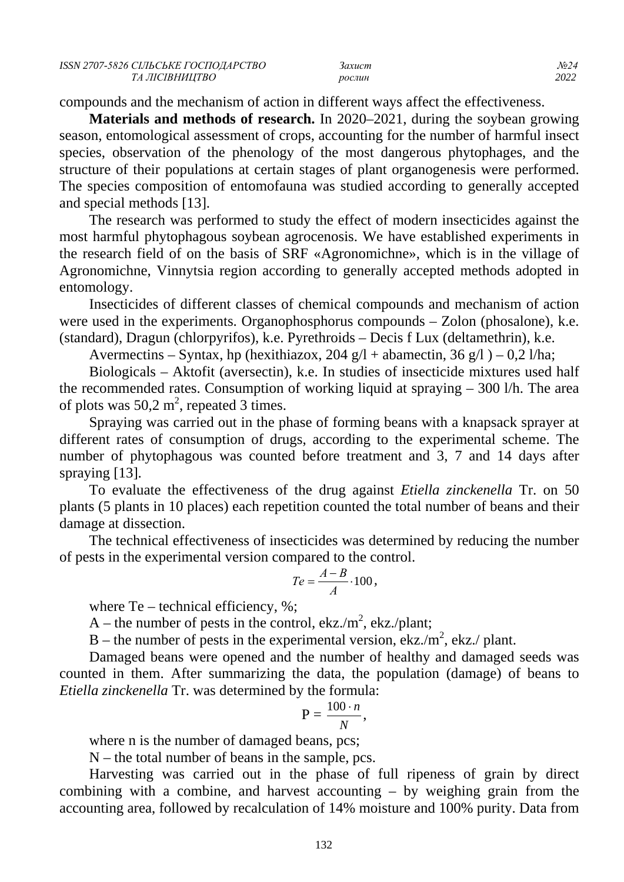compounds and the mechanism of action in different ways affect the effectiveness.

**Materials and methods of research.** In 2020–2021, during the soybean growing season, entomological assessment of crops, accounting for the number of harmful insect species, observation of the phenology of the most dangerous phytophages, and the structure of their populations at certain stages of plant organogenesis were performed. The species composition of entomofauna was studied according to generally accepted and special methods [13].

The research was performed to study the effect of modern insecticides against the most harmful phytophagous soybean agrocenosis. We have established experiments in the research field of on the basis of SRF «Agronomichne», which is in the village of Agronomichne, Vinnytsia region according to generally accepted methods adopted in entomology.

Insecticides of different classes of chemical compounds and mechanism of action were used in the experiments. Organophosphorus compounds – Zolon (phosalone), k.e. (standard), Dragun (chlorpyrifos), k.e. Pyrethroids – Decis f Lux (deltamethrin), k.e.

Avermectins – Syntax, hp (hexithiazox, 204 g/l + abamectin, 36 g/l ) – 0,2 l/ha;

Biologicals – Aktofit (aversectin), k.e. In studies of insecticide mixtures used half the recommended rates. Consumption of working liquid at spraying – 300 l/h. The area of plots was 50,2 m$^2$, repeated 3 times.

Spraying was carried out in the phase of forming beans with a knapsack sprayer at different rates of consumption of drugs, according to the experimental scheme. The number of phytophagous was counted before treatment and 3, 7 and 14 days after spraying [13].

To evaluate the effectiveness of the drug against *Etiella zinckenella* Tr. on 50 plants (5 plants in 10 places) each repetition counted the total number of beans and their damage at dissection.

The technical effectiveness of insecticides was determined by reducing the number of pests in the experimental version compared to the control.

$$Te = \frac{A - B}{A} \cdot 100,$$

where Te – technical efficiency, %;

A – the number of pests in the control, ekz./m$^2$, ekz./plant;

B – the number of pests in the experimental version, ekz./m$^2$, ekz./ plant.

Damaged beans were opened and the number of healthy and damaged seeds was counted in them. After summarizing the data, the population (damage) of beans to *Etiella zinckenella* Tr. was determined by the formula:

$$P = \frac{100 \cdot n}{N},$$

where n is the number of damaged beans, pcs;

N – the total number of beans in the sample, pcs.

Harvesting was carried out in the phase of full ripeness of grain by direct combining with a combine, and harvest accounting – by weighing grain from the accounting area, followed by recalculation of 14% moisture and 100% purity. Data from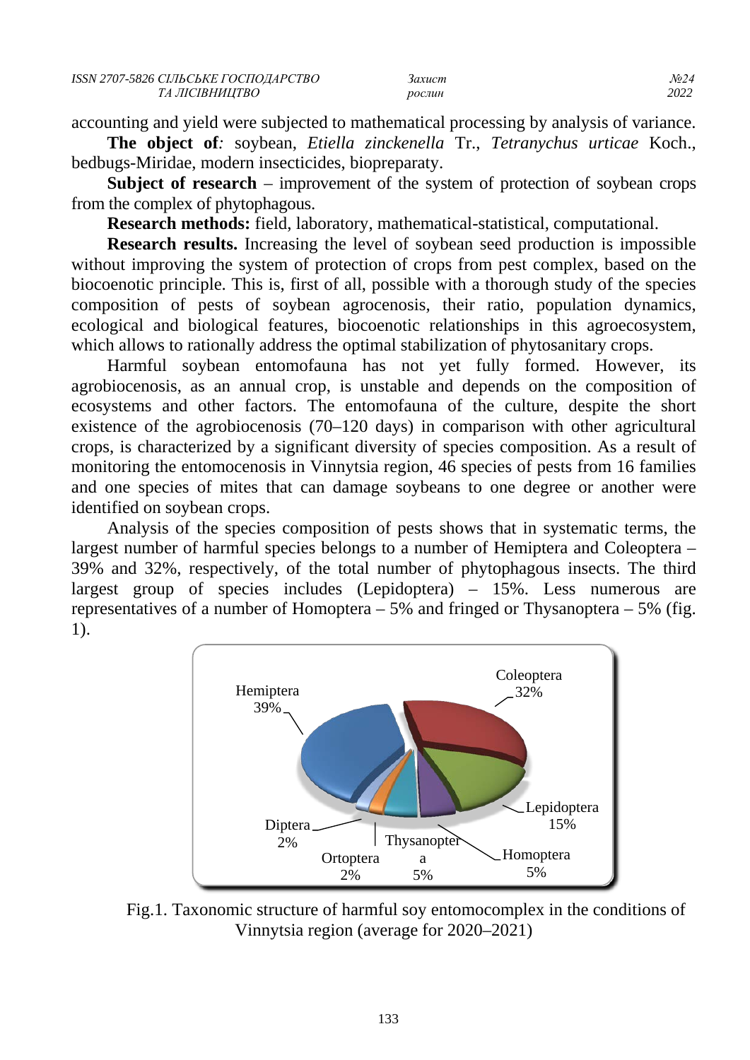accounting and yield were subjected to mathematical processing by analysis of variance.

**The object of***:* soybean, *Etiella zinckenella* Tr., *Tetranychus urticae* Koch., bedbugs-Miridae, modern insecticides, biopreparaty.

**Subject of research** – improvement of the system of protection of soybean crops from the complex of phytophagous.

**Research methods:** field, laboratory, mathematical-statistical, computational.

**Research results.** Increasing the level of soybean seed production is impossible without improving the system of protection of crops from pest complex, based on the biocoenotic principle. This is, first of all, possible with a thorough study of the species composition of pests of soybean agrocenosis, their ratio, population dynamics, ecological and biological features, biocoenotic relationships in this agroecosystem, which allows to rationally address the optimal stabilization of phytosanitary crops.

Harmful soybean entomofauna has not yet fully formed. However, its agrobiocenosis, as an annual crop, is unstable and depends on the composition of ecosystems and other factors. The entomofauna of the culture, despite the short existence of the agrobiocenosis (70–120 days) in comparison with other agricultural crops, is characterized by a significant diversity of species composition. As a result of monitoring the entomocenosis in Vinnytsia region, 46 species of pests from 16 families and one species of mites that can damage soybeans to one degree or another were identified on soybean crops.

Analysis of the species composition of pests shows that in systematic terms, the largest number of harmful species belongs to a number of Hemiptera and Coleoptera – 39% and 32%, respectively, of the total number of phytophagous insects. The third largest group of species includes (Lepidoptera) – 15%. Less numerous are representatives of a number of Homoptera – 5% and fringed or Thysanoptera – 5% (fig. 1).

Hemiptera 39%; Coleoptera 32%; Lepidoptera 15%; Homoptera 5%; Thysanoptera 5%; Ortoptera 2%; Diptera 2%

Fig.1. Taxonomic structure of harmful soy entomocomplex in the conditions of Vinnytsia region (average for 2020–2021)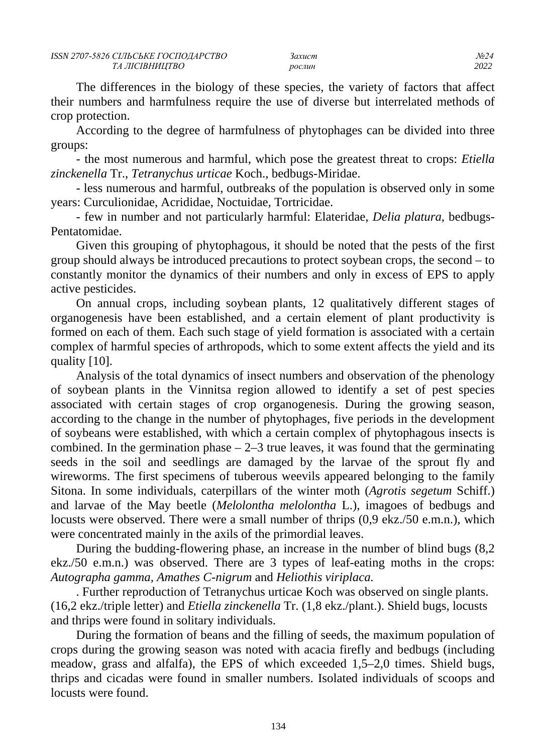The differences in the biology of these species, the variety of factors that affect their numbers and harmfulness require the use of diverse but interrelated methods of crop protection.

According to the degree of harmfulness of phytophages can be divided into three groups:

- the most numerous and harmful, which pose the greatest threat to crops: *Etiella zinckenella* Tr., *Tetranychus urticae* Koch., bedbugs-Miridae.
- less numerous and harmful, outbreaks of the population is observed only in some years: Curculionidae, Acrididae, Noctuidae, Tortricidae.
- few in number and not particularly harmful: Elateridae, *Delia platura*, bedbugs-Pentatomidae.

Given this grouping of phytophagous, it should be noted that the pests of the first group should always be introduced precautions to protect soybean crops, the second – to constantly monitor the dynamics of their numbers and only in excess of EPS to apply active pesticides.

On annual crops, including soybean plants, 12 qualitatively different stages of organogenesis have been established, and a certain element of plant productivity is formed on each of them. Each such stage of yield formation is associated with a certain complex of harmful species of arthropods, which to some extent affects the yield and its quality [10].

Analysis of the total dynamics of insect numbers and observation of the phenology of soybean plants in the Vinnitsa region allowed to identify a set of pest species associated with certain stages of crop organogenesis. During the growing season, according to the change in the number of phytophages, five periods in the development of soybeans were established, with which a certain complex of phytophagous insects is combined. In the germination phase – 2–3 true leaves, it was found that the germinating seeds in the soil and seedlings are damaged by the larvae of the sprout fly and wireworms. The first specimens of tuberous weevils appeared belonging to the family Sitona. In some individuals, caterpillars of the winter moth (*Agrotis segetum* Schiff.) and larvae of the May beetle (*Melolontha melolontha* L.), imagoes of bedbugs and locusts were observed. There were a small number of thrips (0,9 ekz./50 e.m.n.), which were concentrated mainly in the axils of the primordial leaves.

During the budding-flowering phase, an increase in the number of blind bugs (8,2 ekz./50 e.m.n.) was observed. There are 3 types of leaf-eating moths in the crops: *Autographa gamma, Amathes C-nigrum* and *Heliothis viriplaca.*

. Further reproduction of Tetranychus urticae Koch was observed on single plants. (16,2 ekz./triple letter) and *Etiella zinckenella* Tr. (1,8 ekz./plant.). Shield bugs, locusts and thrips were found in solitary individuals.

During the formation of beans and the filling of seeds, the maximum population of crops during the growing season was noted with acacia firefly and bedbugs (including meadow, grass and alfalfa), the EPS of which exceeded 1,5–2,0 times. Shield bugs, thrips and cicadas were found in smaller numbers. Isolated individuals of scoops and locusts were found.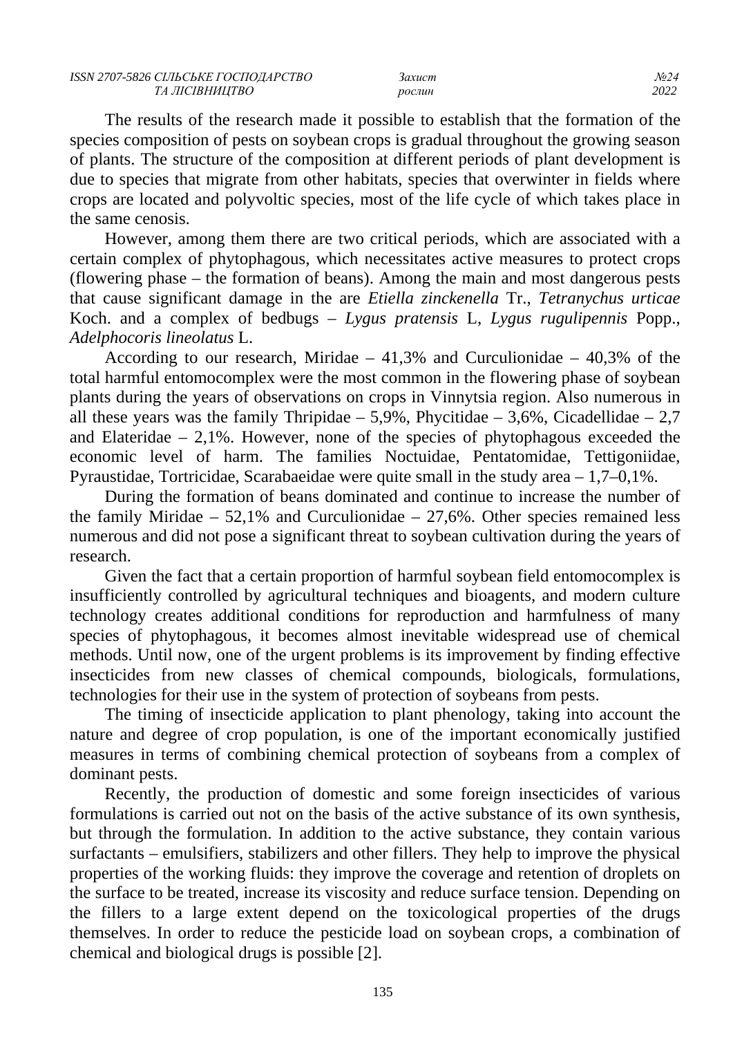The results of the research made it possible to establish that the formation of the species composition of pests on soybean crops is gradual throughout the growing season of plants. The structure of the composition at different periods of plant development is due to species that migrate from other habitats, species that overwinter in fields where crops are located and polyvoltic species, most of the life cycle of which takes place in the same cenosis.

However, among them there are two critical periods, which are associated with a certain complex of phytophagous, which necessitates active measures to protect crops (flowering phase – the formation of beans). Among the main and most dangerous pests that cause significant damage in the are *Etiella zinckenella* Tr., *Tetranychus urticae* Koch. and a complex of bedbugs – *Lygus pratensis* L, *Lygus rugulipennis* Popp., *Adelphocoris lineolatus* L.

According to our research, Miridae – 41,3% and Curculionidae – 40,3% of the total harmful entomocomplex were the most common in the flowering phase of soybean plants during the years of observations on crops in Vinnytsia region. Also numerous in all these years was the family Thripidae – 5,9%, Phycitidae – 3,6%, Cicadellidae – 2,7 and Elateridae – 2,1%. However, none of the species of phytophagous exceeded the economic level of harm. The families Noctuidae, Pentatomidae, Tettigoniidae, Pyraustidae, Tortricidae, Scarabaeidae were quite small in the study area – 1,7–0,1%.

During the formation of beans dominated and continue to increase the number of the family Miridae – 52,1% and Curculionidae – 27,6%. Other species remained less numerous and did not pose a significant threat to soybean cultivation during the years of research.

Given the fact that a certain proportion of harmful soybean field entomocomplex is insufficiently controlled by agricultural techniques and bioagents, and modern culture technology creates additional conditions for reproduction and harmfulness of many species of phytophagous, it becomes almost inevitable widespread use of chemical methods. Until now, one of the urgent problems is its improvement by finding effective insecticides from new classes of chemical compounds, biologicals, formulations, technologies for their use in the system of protection of soybeans from pests.

The timing of insecticide application to plant phenology, taking into account the nature and degree of crop population, is one of the important economically justified measures in terms of combining chemical protection of soybeans from a complex of dominant pests.

Recently, the production of domestic and some foreign insecticides of various formulations is carried out not on the basis of the active substance of its own synthesis, but through the formulation. In addition to the active substance, they contain various surfactants – emulsifiers, stabilizers and other fillers. They help to improve the physical properties of the working fluids: they improve the coverage and retention of droplets on the surface to be treated, increase its viscosity and reduce surface tension. Depending on the fillers to a large extent depend on the toxicological properties of the drugs themselves. In order to reduce the pesticide load on soybean crops, a combination of chemical and biological drugs is possible [2].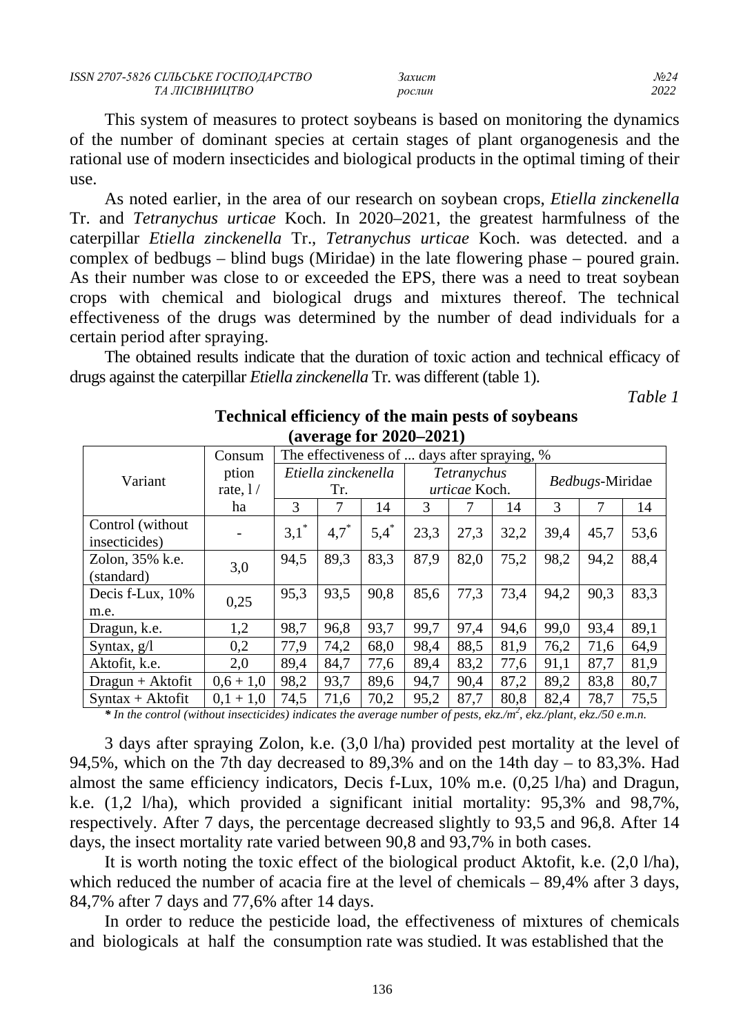This system of measures to protect soybeans is based on monitoring the dynamics of the number of dominant species at certain stages of plant organogenesis and the rational use of modern insecticides and biological products in the optimal timing of their use.

As noted earlier, in the area of our research on soybean crops, *Etiella zinckenella* Tr. and *Tetranychus urticae* Koch. In 2020–2021, the greatest harmfulness of the caterpillar *Etiella zinckenella* Tr., *Tetranychus urticae* Koch. was detected. and a complex of bedbugs – blind bugs (Miridae) in the late flowering phase – poured grain. As their number was close to or exceeded the EPS, there was a need to treat soybean crops with chemical and biological drugs and mixtures thereof. The technical effectiveness of the drugs was determined by the number of dead individuals for a certain period after spraying.

The obtained results indicate that the duration of toxic action and technical efficacy of drugs against the caterpillar *Etiella zinckenella* Tr. was different (table 1).

*Table 1*

**Technical efficiency of the main pests of soybeans (average for 2020–2021)**

| Variant | Consumption rate, l / ha | The effectiveness of ... days after spraying, % | | | | | | | | |
|---|---|---|---|---|---|---|---|---|---|---|
| | | *Etiella zinckenella* Tr. | | | *Tetranychus urticae* Koch. | | | *Bedbugs*-Miridae | | |
| | | 3 | 7 | 14 | 3 | 7 | 14 | 3 | 7 | 14 |
| Control (without insecticides) | - | 3,1* | 4,7* | 5,4* | 23,3 | 27,3 | 32,2 | 39,4 | 45,7 | 53,6 |
| Zolon, 35% k.e. (standard) | 3,0 | 94,5 | 89,3 | 83,3 | 87,9 | 82,0 | 75,2 | 98,2 | 94,2 | 88,4 |
| Decis f-Lux, 10% m.e. | 0,25 | 95,3 | 93,5 | 90,8 | 85,6 | 77,3 | 73,4 | 94,2 | 90,3 | 83,3 |
| Dragun, k.e. | 1,2 | 98,7 | 96,8 | 93,7 | 99,7 | 97,4 | 94,6 | 99,0 | 93,4 | 89,1 |
| Syntax, g/l | 0,2 | 77,9 | 74,2 | 68,0 | 98,4 | 88,5 | 81,9 | 76,2 | 71,6 | 64,9 |
| Aktofit, k.e. | 2,0 | 89,4 | 84,7 | 77,6 | 89,4 | 83,2 | 77,6 | 91,1 | 87,7 | 81,9 |
| Dragun + Aktofit | 0,6 + 1,0 | 98,2 | 93,7 | 89,6 | 94,7 | 90,4 | 87,2 | 89,2 | 83,8 | 80,7 |
| Syntax + Aktofit | 0,1 + 1,0 | 74,5 | 71,6 | 70,2 | 95,2 | 87,7 | 80,8 | 82,4 | 78,7 | 75,5 |

***** *In the control (without insecticides) indicates the average number of pests, ekz./m$^2$, ekz./plant, ekz./50 e.m.n.*

3 days after spraying Zolon, k.e. (3,0 l/ha) provided pest mortality at the level of 94,5%, which on the 7th day decreased to 89,3% and on the 14th day – to 83,3%. Had almost the same efficiency indicators, Decis f-Lux, 10% m.e. (0,25 l/ha) and Dragun, k.e. (1,2 l/ha), which provided a significant initial mortality: 95,3% and 98,7%, respectively. After 7 days, the percentage decreased slightly to 93,5 and 96,8. After 14 days, the insect mortality rate varied between 90,8 and 93,7% in both cases.

It is worth noting the toxic effect of the biological product Aktofit, k.e. (2,0 l/ha), which reduced the number of acacia fire at the level of chemicals – 89,4% after 3 days, 84,7% after 7 days and 77,6% after 14 days.

In order to reduce the pesticide load, the effectiveness of mixtures of chemicals and biologicals at half the consumption rate was studied. It was established that the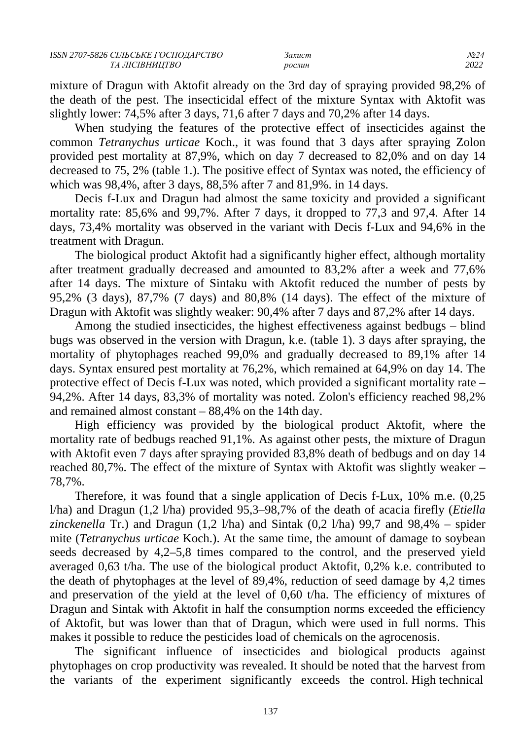mixture of Dragun with Aktofit already on the 3rd day of spraying provided 98,2% of the death of the pest. The insecticidal effect of the mixture Syntax with Aktofit was slightly lower: 74,5% after 3 days, 71,6 after 7 days and 70,2% after 14 days.

When studying the features of the protective effect of insecticides against the common *Tetranychus urticae* Koch., it was found that 3 days after spraying Zolon provided pest mortality at 87,9%, which on day 7 decreased to 82,0% and on day 14 decreased to 75, 2% (table 1.). The positive effect of Syntax was noted, the efficiency of which was 98,4%, after 3 days, 88,5% after 7 and 81,9%. in 14 days.

Decis f-Lux and Dragun had almost the same toxicity and provided a significant mortality rate: 85,6% and 99,7%. After 7 days, it dropped to 77,3 and 97,4. After 14 days, 73,4% mortality was observed in the variant with Decis f-Lux and 94,6% in the treatment with Dragun.

The biological product Aktofit had a significantly higher effect, although mortality after treatment gradually decreased and amounted to 83,2% after a week and 77,6% after 14 days. The mixture of Sintaku with Aktofit reduced the number of pests by 95,2% (3 days), 87,7% (7 days) and 80,8% (14 days). The effect of the mixture of Dragun with Aktofit was slightly weaker: 90,4% after 7 days and 87,2% after 14 days.

Among the studied insecticides, the highest effectiveness against bedbugs – blind bugs was observed in the version with Dragun, k.e. (table 1). 3 days after spraying, the mortality of phytophages reached 99,0% and gradually decreased to 89,1% after 14 days. Syntax ensured pest mortality at 76,2%, which remained at 64,9% on day 14. The protective effect of Decis f-Lux was noted, which provided a significant mortality rate – 94,2%. After 14 days, 83,3% of mortality was noted. Zolon's efficiency reached 98,2% and remained almost constant – 88,4% on the 14th day.

High efficiency was provided by the biological product Aktofit, where the mortality rate of bedbugs reached 91,1%. As against other pests, the mixture of Dragun with Aktofit even 7 days after spraying provided 83,8% death of bedbugs and on day 14 reached 80,7%. The effect of the mixture of Syntax with Aktofit was slightly weaker – 78,7%.

Therefore, it was found that a single application of Decis f-Lux, 10% m.e. (0,25 l/ha) and Dragun (1,2 l/ha) provided 95,3–98,7% of the death of acacia firefly (*Etiella zinckenella* Tr.) and Dragun (1,2 l/ha) and Sintak (0,2 l/ha) 99,7 and 98,4% – spider mite (*Tetranychus urticae* Koch.). At the same time, the amount of damage to soybean seeds decreased by 4,2–5,8 times compared to the control, and the preserved yield averaged 0,63 t/ha. The use of the biological product Aktofit, 0,2% k.e. contributed to the death of phytophages at the level of 89,4%, reduction of seed damage by 4,2 times and preservation of the yield at the level of 0,60 t/ha. The efficiency of mixtures of Dragun and Sintak with Aktofit in half the consumption norms exceeded the efficiency of Aktofit, but was lower than that of Dragun, which were used in full norms. This makes it possible to reduce the pesticides load of chemicals on the agrocenosis.

The significant influence of insecticides and biological products against phytophages on crop productivity was revealed. It should be noted that the harvest from the variants of the experiment significantly exceeds the control. High technical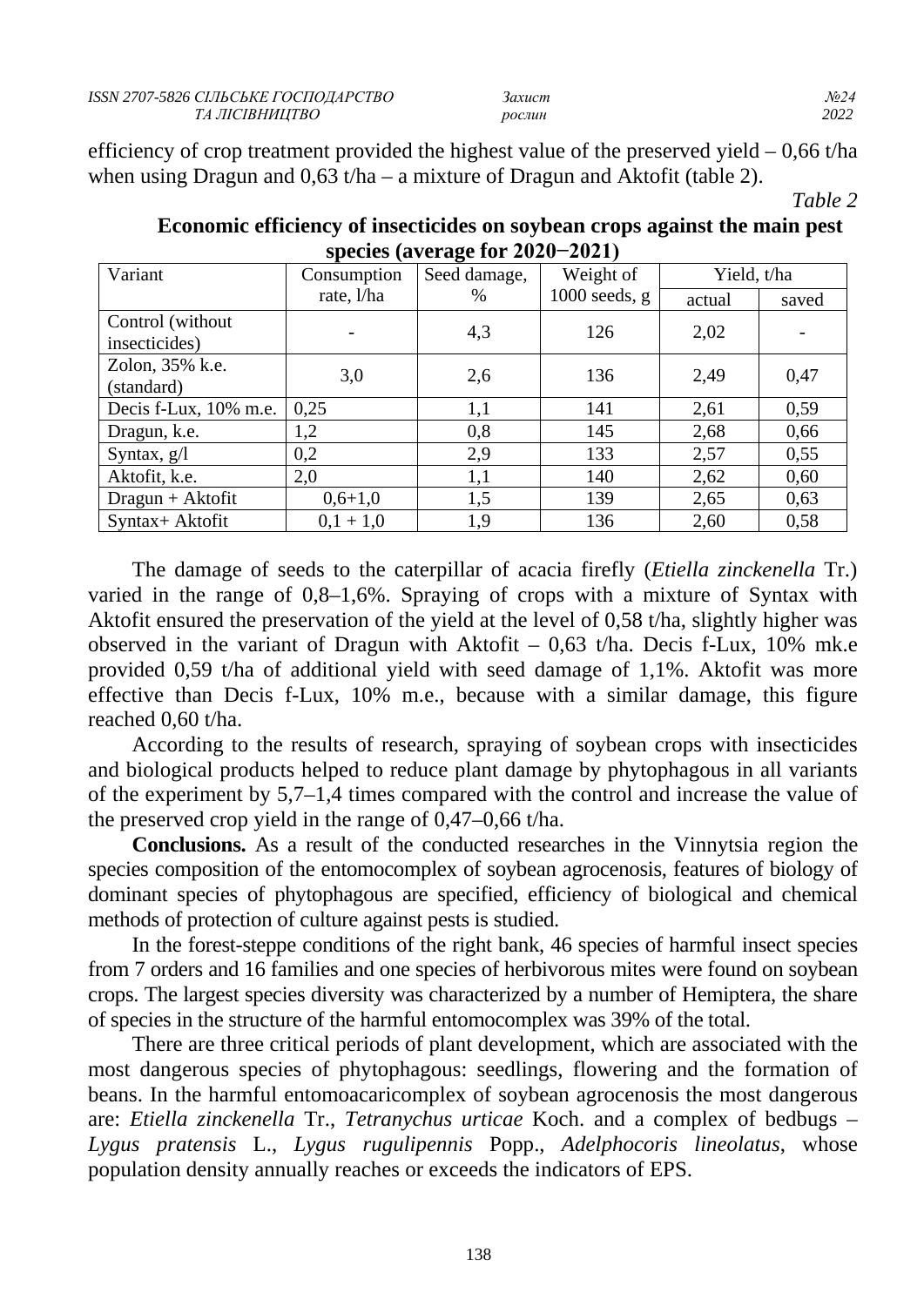efficiency of crop treatment provided the highest value of the preserved yield – 0,66 t/ha when using Dragun and 0,63 t/ha – a mixture of Dragun and Aktofit (table 2).

*Table 2*

**Economic efficiency of insecticides on soybean crops against the main pest species (average for 2020−2021)**

| Variant | Consumption rate, l/ha | Seed damage, % | Weight of 1000 seeds, g | Yield, t/ha | |
|---|---|---|---|---|---|
| | | | | actual | saved |
| Control (without insecticides) | - | 4,3 | 126 | 2,02 | - |
| Zolon, 35% k.e. (standard) | 3,0 | 2,6 | 136 | 2,49 | 0,47 |
| Decis f-Lux, 10% m.e. | 0,25 | 1,1 | 141 | 2,61 | 0,59 |
| Dragun, k.e. | 1,2 | 0,8 | 145 | 2,68 | 0,66 |
| Syntax, g/l | 0,2 | 2,9 | 133 | 2,57 | 0,55 |
| Aktofit, k.e. | 2,0 | 1,1 | 140 | 2,62 | 0,60 |
| Dragun + Aktofit | 0,6+1,0 | 1,5 | 139 | 2,65 | 0,63 |
| Syntax+ Aktofit | 0,1 + 1,0 | 1,9 | 136 | 2,60 | 0,58 |

The damage of seeds to the caterpillar of acacia firefly (*Etiella zinckenella* Tr.) varied in the range of 0,8–1,6%. Spraying of crops with a mixture of Syntax with Aktofit ensured the preservation of the yield at the level of 0,58 t/ha, slightly higher was observed in the variant of Dragun with Aktofit – 0,63 t/ha. Decis f-Lux, 10% mk.e provided 0,59 t/ha of additional yield with seed damage of 1,1%. Aktofit was more effective than Decis f-Lux, 10% m.e., because with a similar damage, this figure reached 0,60 t/ha.

According to the results of research, spraying of soybean crops with insecticides and biological products helped to reduce plant damage by phytophagous in all variants of the experiment by 5,7–1,4 times compared with the control and increase the value of the preserved crop yield in the range of 0,47–0,66 t/ha.

**Conclusions.** As a result of the conducted researches in the Vinnytsia region the species composition of the entomocomplex of soybean agrocenosis, features of biology of dominant species of phytophagous are specified, efficiency of biological and chemical methods of protection of culture against pests is studied.

In the forest-steppe conditions of the right bank, 46 species of harmful insect species from 7 orders and 16 families and one species of herbivorous mites were found on soybean crops. The largest species diversity was characterized by a number of Hemiptera, the share of species in the structure of the harmful entomocomplex was 39% of the total.

There are three critical periods of plant development, which are associated with the most dangerous species of phytophagous: seedlings, flowering and the formation of beans. In the harmful entomoacaricomplex of soybean agrocenosis the most dangerous are: *Etiella zinckenella* Tr., *Tetranychus urticae* Koch. and a complex of bedbugs – *Lygus pratensis* L., *Lygus rugulipennis* Popp., *Adelphocoris lineolatus*, whose population density annually reaches or exceeds the indicators of EPS.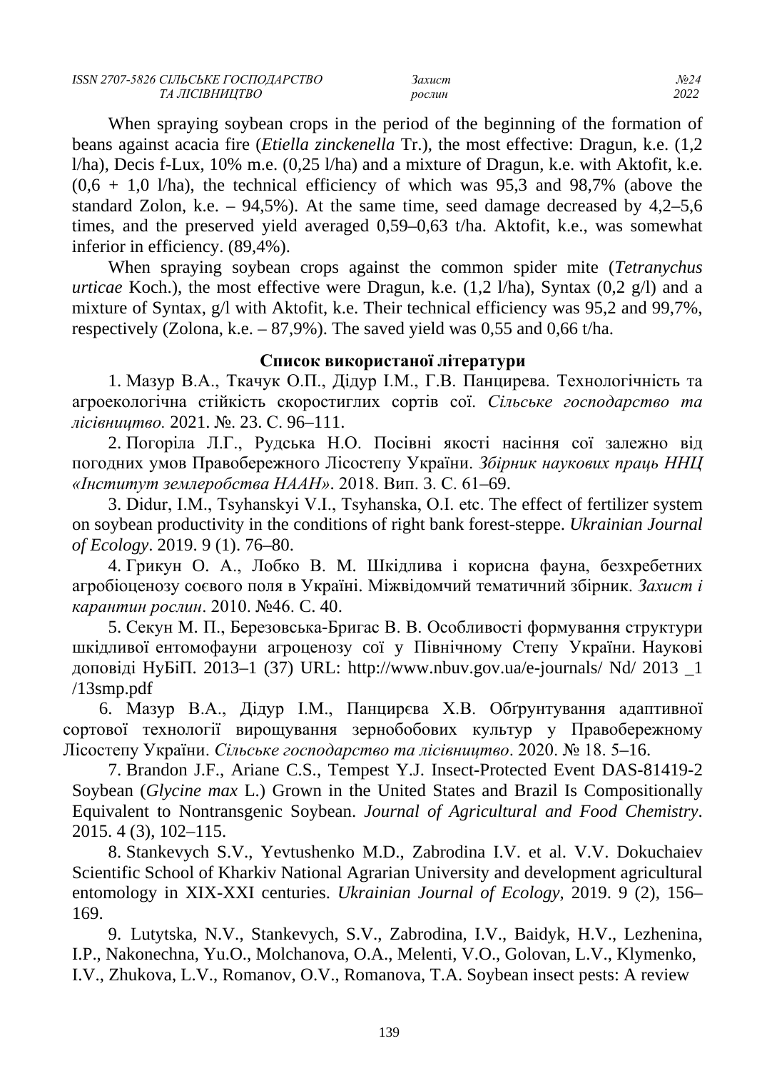When spraying soybean crops in the period of the beginning of the formation of beans against acacia fire (*Etiella zinckenella* Tr.), the most effective: Dragun, k.e. (1,2 l/ha), Decis f-Lux, 10% m.e. (0,25 l/ha) and a mixture of Dragun, k.e. with Aktofit, k.e. (0,6 + 1,0 l/ha), the technical efficiency of which was 95,3 and 98,7% (above the standard Zolon, k.e. – 94,5%). At the same time, seed damage decreased by 4,2–5,6 times, and the preserved yield averaged 0,59–0,63 t/ha. Aktofit, k.e., was somewhat inferior in efficiency. (89,4%).

When spraying soybean crops against the common spider mite (*Tetranychus urticae* Koch.), the most effective were Dragun, k.e. (1,2 l/ha), Syntax (0,2 g/l) and a mixture of Syntax, g/l with Aktofit, k.e. Their technical efficiency was 95,2 and 99,7%, respectively (Zolona, k.e. – 87,9%). The saved yield was 0,55 and 0,66 t/ha.

## Список використаної літератури

1. Мазур В.А., Ткачук О.П., Дідур І.М., Г.В. Панцирева. Технологічність та агроекологічна стійкість скоростиглих сортів сої. *Сільське господарство та лісівництво.* 2021. №. 23. С. 96–111.

2. Погоріла Л.Г., Рудська Н.О. Посівні якості насіння сої залежно від погодних умов Правобережного Лісостепу України. *Збірник наукових праць ННЦ «Інститут землеробства НААН»*. 2018. Вип. 3. С. 61–69.

3. Didur, I.M., Tsyhanskyi V.I., Tsyhanska, O.I. etc. The effect of fertilizer system on soybean productivity in the conditions of right bank forest-steppe. *Ukrainian Journal of Ecology*. 2019. 9 (1). 76–80.

4. Грикун О. А., Лобко В. М. Шкідлива і корисна фауна, безхребетних агробіоценозу соєвого поля в Україні. Міжвідомчий тематичний збірник. *Захист і карантин рослин*. 2010. №46. С. 40.

5. Секун М. П., Березовська-Бригас В. В. Особливості формування структури шкідливої ентомофауни агроценозу сої у Північному Степу України. Наукові доповіді НуБіП. 2013–1 (37) URL: http://www.nbuv.gov.ua/e-journals/ Nd/ 2013 _1 /13smp.pdf

6. Мазур В.А., Дідур І.М., Панцирєва Х.В. Обґрунтування адаптивної сортової технології вирощування зернобобових культур у Правобережному Лісостепу України. *Сільське господарство та лісівництво*. 2020. № 18. 5–16.

7. Brandon J.F., Ariane C.S., Tempest Y.J. Insect-Protected Event DAS-81419-2 Soybean (*Glycine max* L.) Grown in the United States and Brazil Is Compositionally Equivalent to Nontransgenic Soybean. *Journal of Agricultural and Food Chemistry*. 2015. 4 (3), 102–115.

8. Stankevych S.V., Yevtushenko M.D., Zabrodina I.V. et al. V.V. Dokuchaiev Scientific School of Kharkiv National Agrarian University and development agricultural entomology in XIX-XXI centuries. *Ukrainian Journal of Ecology*, 2019. 9 (2), 156–169.

9. Lutytska, N.V., Stankevych, S.V., Zabrodina, I.V., Baidyk, H.V., Lezhenina, I.P., Nakonechna, Yu.O., Molchanova, O.A., Melenti, V.O., Golovan, L.V., Klymenko, I.V., Zhukova, L.V., Romanov, O.V., Romanova, T.A. Soybean insect pests: A review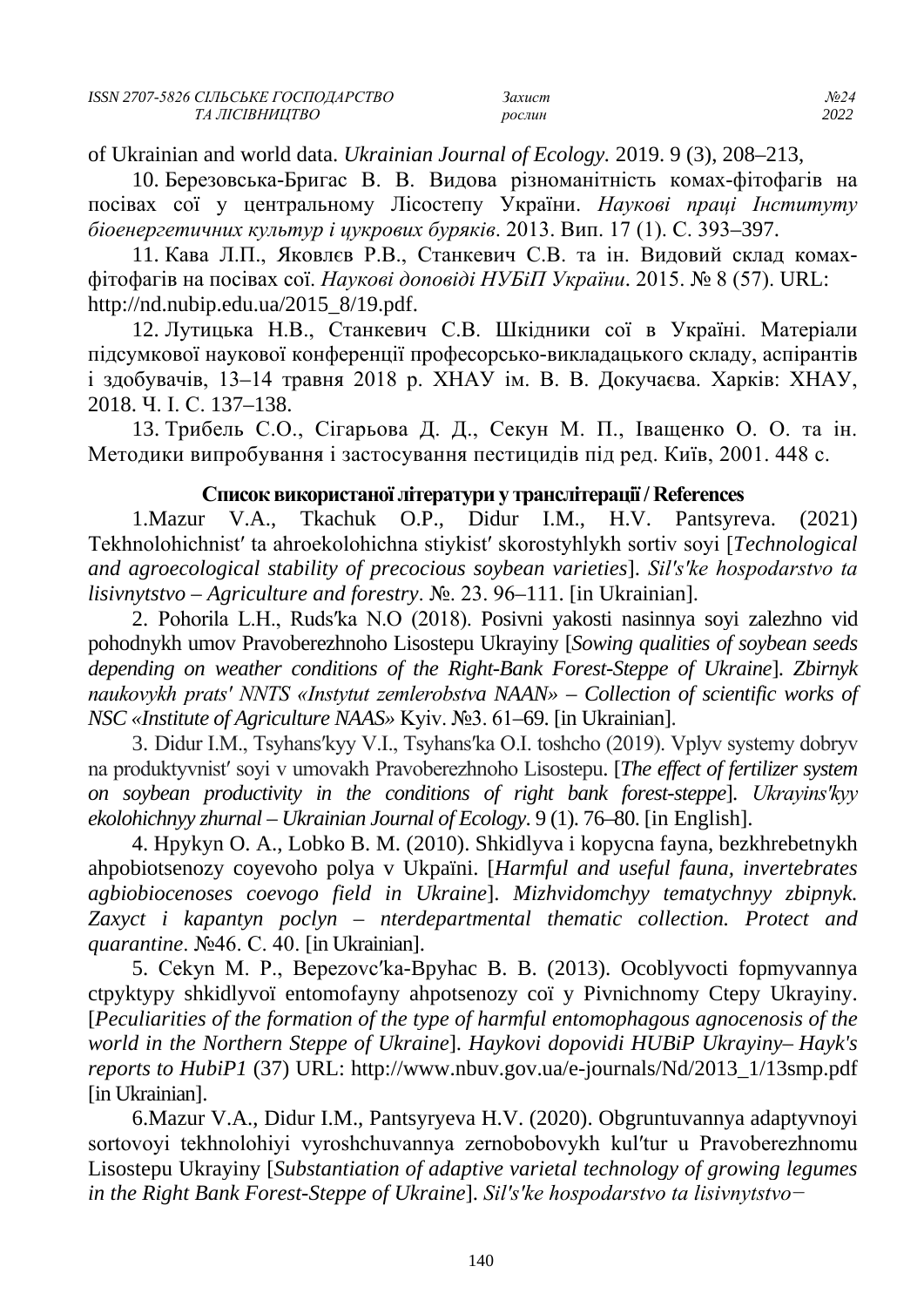of Ukrainian and world data. *Ukrainian Journal of Ecology.* 2019. 9 (3), 208–213,

10. Березовська-Бригас В. В. Видова різноманітність комах-фітофагів на посівах сої у центральному Лісостепу України. *Наукові праці Інституту біоенергетичних культур і цукрових буряків*. 2013. Вип. 17 (1). С. 393–397.

11. Кава Л.П., Яковлєв Р.В., Станкевич С.В. та ін. Видовий склад комах-фітофагів на посівах сої. *Наукові доповіді НУБіП України*. 2015. № 8 (57). URL: http://nd.nubip.edu.ua/2015_8/19.pdf.

12. Лутицька Н.В., Станкевич С.В. Шкідники сої в Україні. Матеріали підсумкової наукової конференції професорсько-викладацького складу, аспірантів і здобувачів, 13–14 травня 2018 р. ХНАУ ім. В. В. Докучаєва. Харків: ХНАУ, 2018. Ч. І. С. 137–138.

13. Трибель С.О., Сігарьова Д. Д., Секун М. П., Іващенко О. О. та ін. Методики випробування і застосування пестицидів під ред. Київ, 2001. 448 с.

## Список використаної літератури у транслітерації / References

1.Mazur V.A., Tkachuk O.P., Didur I.M., H.V. Pantsyreva. (2021) Tekhnolohichnistʹ ta ahroekolohichna stiykistʹ skorostyhlykh sortiv soyi [*Technological and agroecological stability of precocious soybean varieties*]. *Sil's'ke hospodarstvo ta lisivnytstvo – Agriculture and forestry*. №. 23. 96–111. [in Ukrainian].

2. Pohorila L.H., Rudsʹka N.O (2018). Posivni yakosti nasinnya soyi zalezhno vid pohodnykh umov Pravoberezhnoho Lisostepu Ukrayiny [*Sowing qualities of soybean seeds depending on weather conditions of the Right-Bank Forest-Steppe of Ukraine*]. *Zbirnyk naukovykh prats' NNTS «Instytut zemlerobstva NAAN» – Collection of scientific works of NSC «Institute of Agriculture NAAS»* Kyiv. №3. 61–69. [in Ukrainian].

3. Didur I.M., Tsyhansʹkyy V.I., Tsyhansʹka O.I. toshcho (2019). Vplyv systemy dobryv na produktyvnistʹ soyi v umovakh Pravoberezhnoho Lisostepu. [*The effect of fertilizer system on soybean productivity in the conditions of right bank forest-steppe*]. *Ukrayinsʹkyy ekolohichnyy zhurnal – Ukrainian Journal of Ecology*. 9 (1). 76–80. [in English].

4. Hpykyn O. A., Lobko B. M. (2010). Shkidlyva i kopycna fayna, bezkhrebetnykh ahpobiotsenozy coyevoho polya v Ukpaïni. [*Harmful and useful fauna, invertebrates agbiobiocenoses coevogo field in Ukraine*]. *Mizhvidomchyy tematychnyy zbipnyk. Zaxyct i kapantyn poclyn – nterdepartmental thematic collection. Protect and quarantine*. №46. C. 40. [in Ukrainian].

5. Cekyn M. P., Bepezovcʹka-Bpyhac B. B. (2013). Ocoblyvocti fopmyvannya ctpyktypy shkidlyvoï entomofayny ahpotsenozy coï y Pivnichnomy Ctepy Ukrayiny. [*Peculiarities of the formation of the type of harmful entomophagous agnocenosis of the world in the Northern Steppe of Ukraine*]. *Haykovi dopovidi HUBiP Ukrayiny– Hayk's reports to HubiP1* (37) URL: http://www.nbuv.gov.ua/e-journals/Nd/2013_1/13smp.pdf [in Ukrainian].

6.Mazur V.A., Didur I.M., Pantsyryeva H.V. (2020). Obgruntuvannya adaptyvnoyi sortovoyi tekhnolohiyi vyroshchuvannya zernobobovykh kulʹtur u Pravoberezhnomu Lisostepu Ukrayiny [*Substantiation of adaptive varietal technology of growing legumes in the Right Bank Forest-Steppe of Ukraine*]. *Sil's'ke hospodarstvo ta lisivnytstvo−*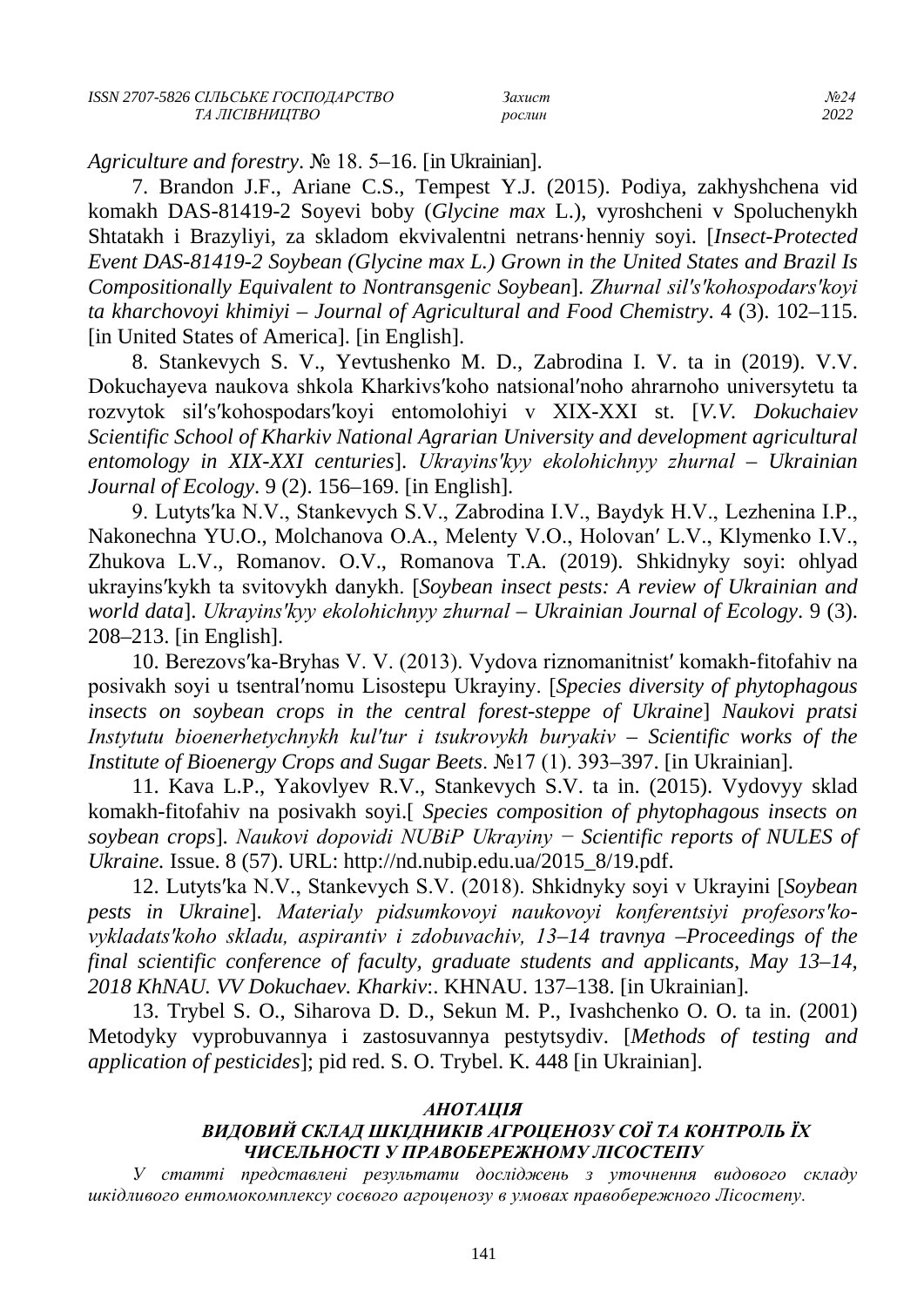*Agriculture and forestry*. № 18. 5–16. [in Ukrainian].

7. Brandon J.F., Ariane C.S., Tempest Y.J. (2015). Podiya, zakhyshchena vid komakh DAS-81419-2 Soyevi boby (*Glycine max* L.), vyroshcheni v Spoluchenykh Shtatakh i Brazyliyi, za skladom ekvivalentni netrans·henniy soyi. [*Insect-Protected Event DAS-81419-2 Soybean (Glycine max L.) Grown in the United States and Brazil Is Compositionally Equivalent to Nontransgenic Soybean*]. *Zhurnal sil's'kohospodars'koyi ta kharchovoyi khimiyi – Journal of Agricultural and Food Chemistry*. 4 (3). 102–115. [in United States of America]. [in English].

8. Stankevych S. V., Yevtushenko M. D., Zabrodina I. V. ta in (2019). V.V. Dokuchayeva naukova shkola Kharkivs′koho natsional′noho ahrarnoho universytetu ta rozvytok sil′s′kohospodars′koyi entomolohiyi v XIX-XXI st. [*V.V. Dokuchaiev Scientific School of Kharkiv National Agrarian University and development agricultural entomology in XIX-XXI centuries*]. *Ukrayins'kyy ekolohichnyy zhurnal – Ukrainian Journal of Ecology*. 9 (2). 156–169. [in English].

9. Lutyts′ka N.V., Stankevych S.V., Zabrodina I.V., Baydyk H.V., Lezhenina I.P., Nakonechna YU.O., Molchanova O.A., Melenty V.O., Holovan′ L.V., Klymenko I.V., Zhukova L.V., Romanov. O.V., Romanova T.A. (2019). Shkidnyky soyi: ohlyad ukrayins′kykh ta svitovykh danykh. [*Soybean insect pests: A review of Ukrainian and world data*]. *Ukrayins'kyy ekolohichnyy zhurnal – Ukrainian Journal of Ecology*. 9 (3). 208–213. [in English].

10. Berezovs′ka-Bryhas V. V. (2013). Vydova riznomanitnist′ komakh-fitofahiv na posivakh soyi u tsentral′nomu Lisostepu Ukrayiny. [*Species diversity of phytophagous insects on soybean crops in the central forest-steppe of Ukraine*] *Naukovi pratsi Instytutu bioenerhetychnykh kul′tur i tsukrovykh buryakiv – Scientific works of the Institute of Bioenergy Crops and Sugar Beets*. №17 (1). 393–397. [in Ukrainian].

11. Kava L.P., Yakovlyev R.V., Stankevych S.V. ta in. (2015). Vydovyy sklad komakh-fitofahiv na posivakh soyi.[ *Species composition of phytophagous insects on soybean crops*]. *Naukovi dopovidi NUBiP Ukrayiny − Scientific reports of NULES of Ukraine.* Issue. 8 (57). URL: http://nd.nubip.edu.ua/2015_8/19.pdf.

12. Lutyts′ka N.V., Stankevych S.V. (2018). Shkidnyky soyi v Ukrayini [*Soybean pests in Ukraine*]. *Materialy pidsumkovoyi naukovoyi konferentsiyi profesors'ko-vykladats'koho skladu, aspirantiv i zdobuvachiv, 13–14 travnya –Proceedings of the final scientific conference of faculty, graduate students and applicants, May 13–14, 2018 KhNAU. VV Dokuchaev. Kharkiv*:. KHNAU. 137–138. [in Ukrainian].

13. Trybel S. O., Siharova D. D., Sekun M. P., Ivashchenko O. O. ta in. (2001) Metodyky vyprobuvannya i zastosuvannya pestytsydiv. [*Methods of testing and application of pesticides*]; pid red. S. O. Trybel. K. 448 [in Ukrainian].

### *АНОТАЦІЯ*

### *ВИДОВИЙ СКЛАД ШКІДНИКІВ АГРОЦЕНОЗУ СОЇ ТА КОНТРОЛЬ ЇХ ЧИСЕЛЬНОСТІ У ПРАВОБЕРЕЖНОМУ ЛІСОСТЕПУ*

*У статті представлені результати досліджень з уточнення видового складу шкідливого ентомокомплексу соєвого агроценозу в умовах правобережного Лісостепу.*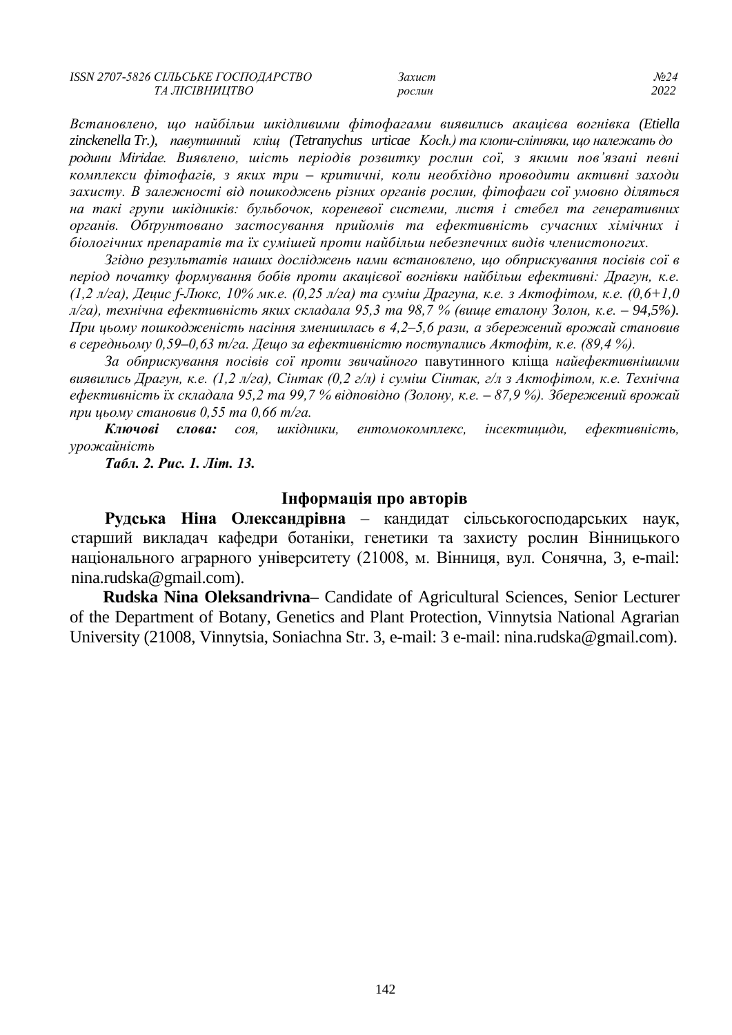*Встановлено, що найбільш шкідливими фітофагами виявились акацієва вогнівка (Etiella zinckenella Tr.), павутинний кліщ (Tetranychus urticae Koch.) та клопи-сліпняки, що належать до родини Miridae. Виявлено, шість періодів розвитку рослин сої, з якими пов'язані певні комплекси фітофагів, з яких три – критичні, коли необхідно проводити активні заходи захисту. В залежності від пошкоджень різних органів рослин, фітофаги сої умовно діляться на такі групи шкідників: бульбочок, кореневої системи, листя і стебел та генеративних органів. Обґрунтовано застосування прийомів та ефективність сучасних хімічних і біологічних препаратів та їх сумішей проти найбільш небезпечних видів членистоногих.*

*Згідно результатів наших досліджень нами встановлено, що обприскування посівів сої в період початку формування бобів проти акацієвої вогнівки найбільш ефективні: Драгун, к.е. (1,2 л/га), Децис f-Люкс, 10% мк.е. (0,25 л/га) та суміш Драгуна, к.е. з Актофітом, к.е. (0,6+1,0 л/га), технічна ефективність яких складала 95,3 та 98,7 % (вище еталону Золон, к.е. – 94,5%). При цьому пошкодженість насіння зменшилась в 4,2–5,6 рази, а збережений врожай становив в середньому 0,59–0,63 т/га. Дещо за ефективністю поступались Актофіт, к.е. (89,4 %).*

*За обприскування посівів сої проти звичайного* павутинного кліща *найефективнішими виявились Драгун, к.е. (1,2 л/га), Сінтак (0,2 г/л) і суміш Сінтак, г/л з Актофітом, к.е. Технічна ефективність їх складала 95,2 та 99,7 % відповідно (Золону, к.е. – 87,9 %). Збережений врожай при цьому становив 0,55 та 0,66 т/га.*

***Ключові слова:*** *соя, шкідники, ентомокомплекс, інсектициди, ефективність, урожайність*

***Табл. 2. Рис. 1. Літ. 13.***

## Інформація про авторів

**Рудська Ніна Олександрівна** – кандидат сільськогосподарських наук, старший викладач кафедри ботаніки, генетики та захисту рослин Вінницького національного аграрного університету (21008, м. Вінниця, вул. Сонячна, 3, e-mail: nina.rudska@gmail.com).

**Rudska Nina Oleksandrivna**– Candidate of Agricultural Sciences, Senior Lecturer of the Department of Botany, Genetics and Plant Protection, Vinnytsia National Agrarian University (21008, Vinnytsia, Soniachna Str. 3, e-mail: 3 e-mail: nina.rudska@gmail.com).